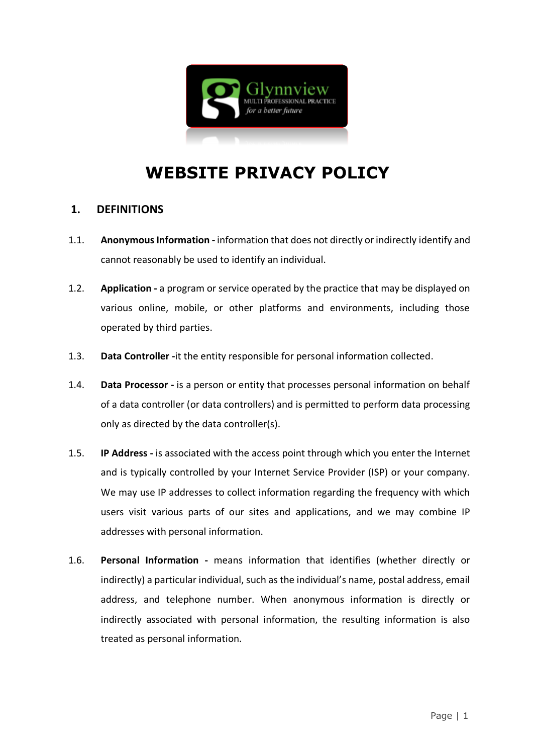# WEBSITE PRIVACY POLICY

## 1. DEFINITIONS

1.1. **Anonymous Information -** information that does not directly or indirectly identify and cannot reasonably be used to identify an individual.

1.2. **Application -** a program or service operated by the practice that may be displayed on various online, mobile, or other platforms and environments, including those operated by third parties.

1.3. **Data Controller -**it the entity responsible for personal information collected.

1.4. **Data Processor -** is a person or entity that processes personal information on behalf of a data controller (or data controllers) and is permitted to perform data processing only as directed by the data controller(s).

1.5. **IP Address -** is associated with the access point through which you enter the Internet and is typically controlled by your Internet Service Provider (ISP) or your company. We may use IP addresses to collect information regarding the frequency with which users visit various parts of our sites and applications, and we may combine IP addresses with personal information.

1.6. **Personal Information -** means information that identifies (whether directly or indirectly) a particular individual, such as the individual's name, postal address, email address, and telephone number. When anonymous information is directly or indirectly associated with personal information, the resulting information is also treated as personal information.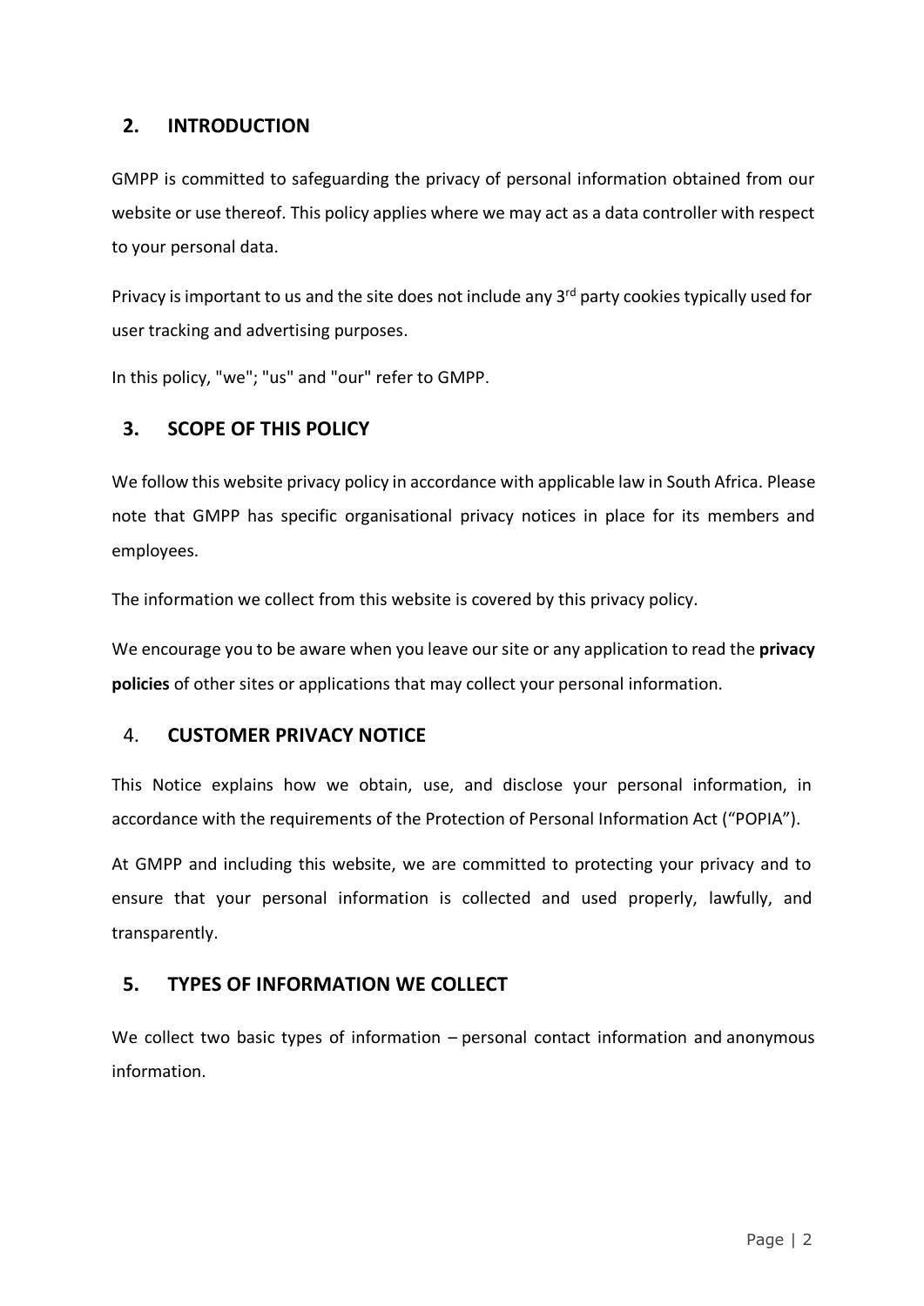## 2. INTRODUCTION

GMPP is committed to safeguarding the privacy of personal information obtained from our website or use thereof. This policy applies where we may act as a data controller with respect to your personal data.

Privacy is important to us and the site does not include any 3rd party cookies typically used for user tracking and advertising purposes.

In this policy, "we"; "us" and "our" refer to GMPP.

## 3. SCOPE OF THIS POLICY

We follow this website privacy policy in accordance with applicable law in South Africa. Please note that GMPP has specific organisational privacy notices in place for its members and employees.

The information we collect from this website is covered by this privacy policy.

We encourage you to be aware when you leave our site or any application to read the **privacy policies** of other sites or applications that may collect your personal information.

## 4. CUSTOMER PRIVACY NOTICE

This Notice explains how we obtain, use, and disclose your personal information, in accordance with the requirements of the Protection of Personal Information Act ("POPIA").

At GMPP and including this website, we are committed to protecting your privacy and to ensure that your personal information is collected and used properly, lawfully, and transparently.

## 5. TYPES OF INFORMATION WE COLLECT

We collect two basic types of information – personal contact information and anonymous information.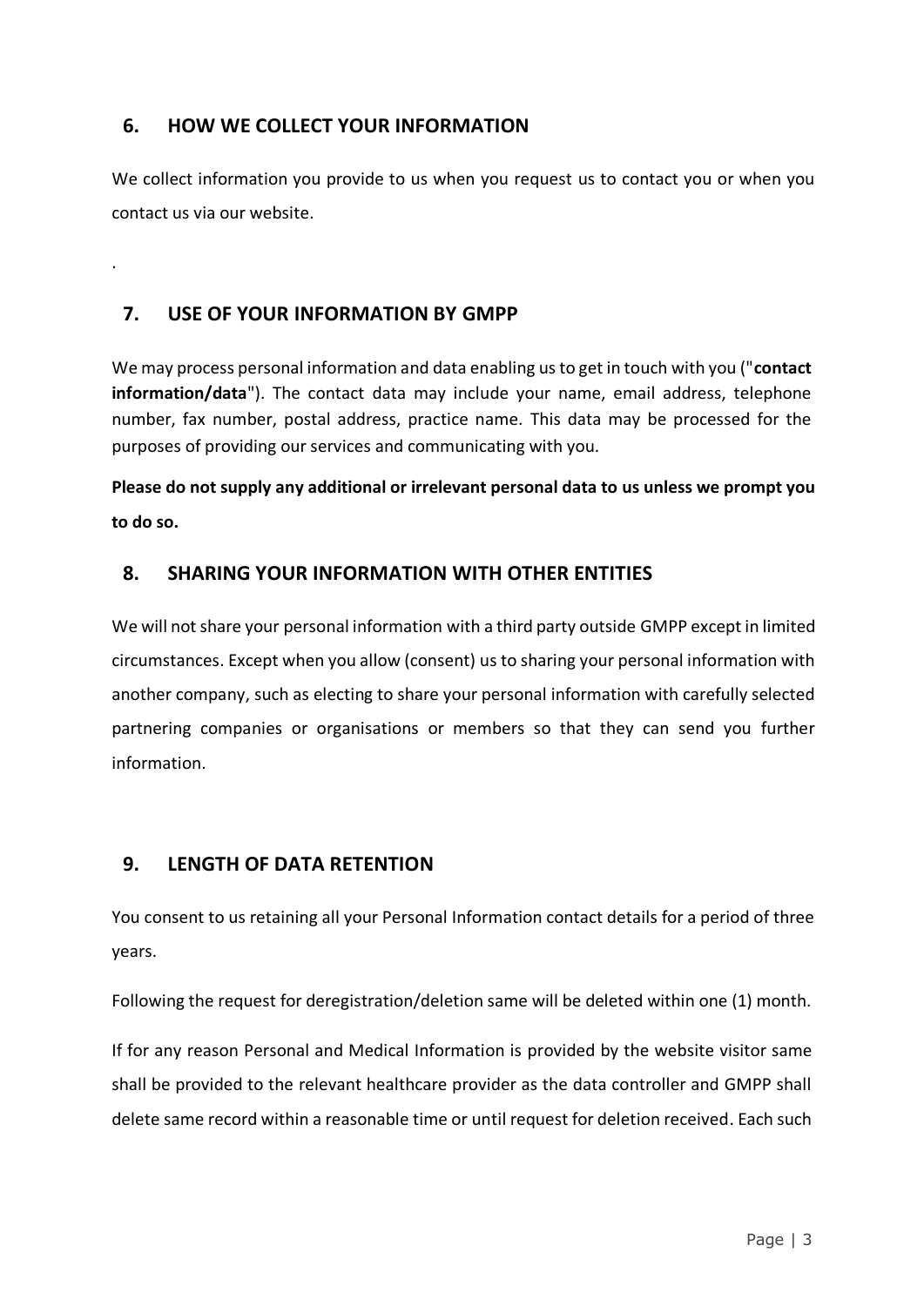## 6. HOW WE COLLECT YOUR INFORMATION

We collect information you provide to us when you request us to contact you or when you contact us via our website.

.

## 7. USE OF YOUR INFORMATION BY GMPP

We may process personal information and data enabling us to get in touch with you ("**contact information/data**"). The contact data may include your name, email address, telephone number, fax number, postal address, practice name. This data may be processed for the purposes of providing our services and communicating with you.

**Please do not supply any additional or irrelevant personal data to us unless we prompt you to do so.**

## 8. SHARING YOUR INFORMATION WITH OTHER ENTITIES

We will not share your personal information with a third party outside GMPP except in limited circumstances. Except when you allow (consent) us to sharing your personal information with another company, such as electing to share your personal information with carefully selected partnering companies or organisations or members so that they can send you further information.

## 9. LENGTH OF DATA RETENTION

You consent to us retaining all your Personal Information contact details for a period of three years.

Following the request for deregistration/deletion same will be deleted within one (1) month.

If for any reason Personal and Medical Information is provided by the website visitor same shall be provided to the relevant healthcare provider as the data controller and GMPP shall delete same record within a reasonable time or until request for deletion received. Each such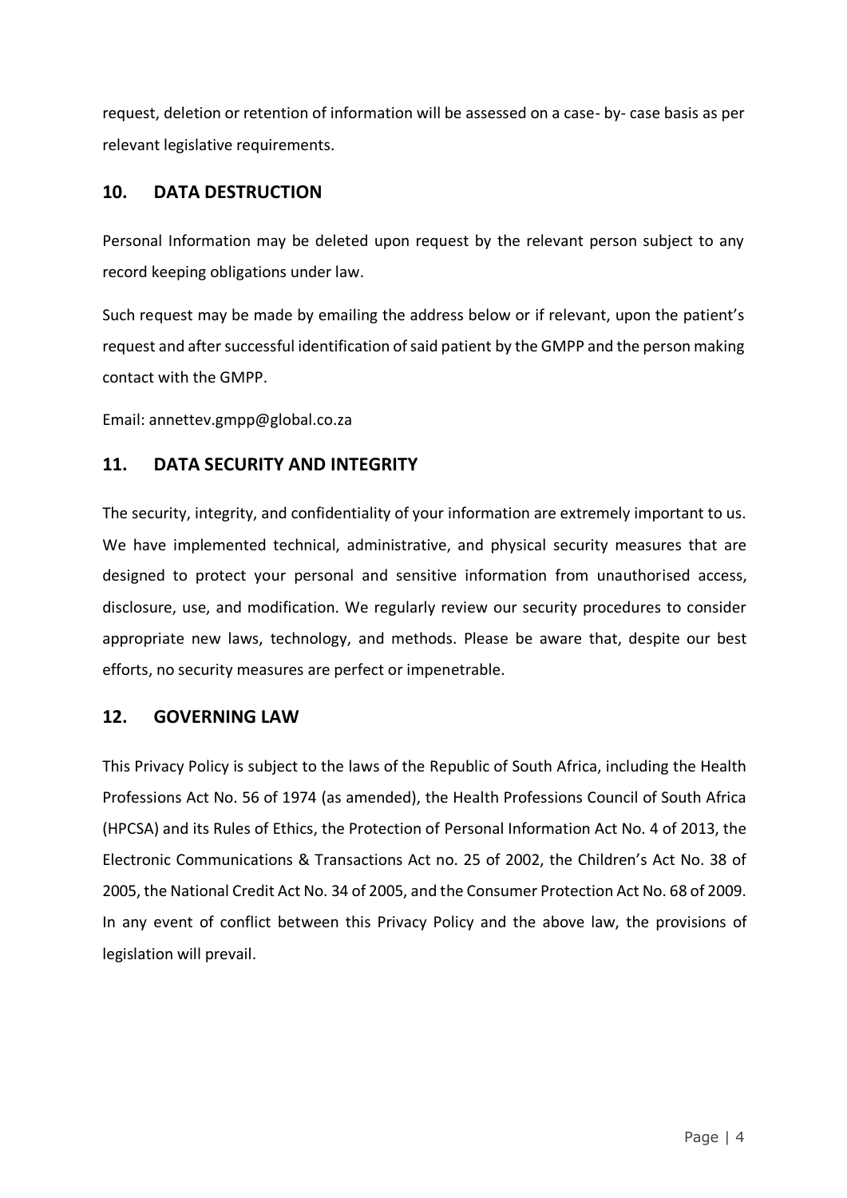request, deletion or retention of information will be assessed on a case- by- case basis as per relevant legislative requirements.

## 10. DATA DESTRUCTION

Personal Information may be deleted upon request by the relevant person subject to any record keeping obligations under law.

Such request may be made by emailing the address below or if relevant, upon the patient's request and after successful identification of said patient by the GMPP and the person making contact with the GMPP.

Email: annettev.gmpp@global.co.za

## 11. DATA SECURITY AND INTEGRITY

The security, integrity, and confidentiality of your information are extremely important to us. We have implemented technical, administrative, and physical security measures that are designed to protect your personal and sensitive information from unauthorised access, disclosure, use, and modification. We regularly review our security procedures to consider appropriate new laws, technology, and methods. Please be aware that, despite our best efforts, no security measures are perfect or impenetrable.

## 12. GOVERNING LAW

This Privacy Policy is subject to the laws of the Republic of South Africa, including the Health Professions Act No. 56 of 1974 (as amended), the Health Professions Council of South Africa (HPCSA) and its Rules of Ethics, the Protection of Personal Information Act No. 4 of 2013, the Electronic Communications & Transactions Act no. 25 of 2002, the Children's Act No. 38 of 2005, the National Credit Act No. 34 of 2005, and the Consumer Protection Act No. 68 of 2009. In any event of conflict between this Privacy Policy and the above law, the provisions of legislation will prevail.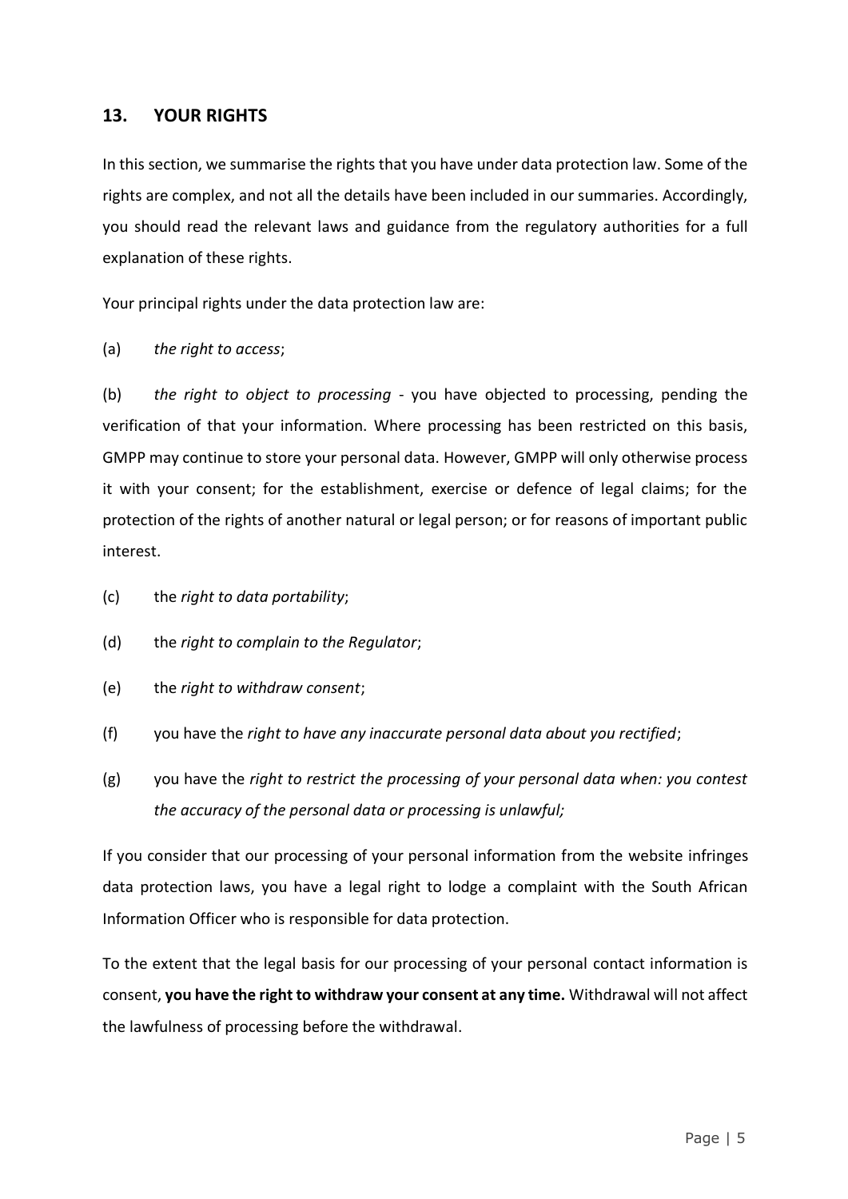## 13. YOUR RIGHTS

In this section, we summarise the rights that you have under data protection law. Some of the rights are complex, and not all the details have been included in our summaries. Accordingly, you should read the relevant laws and guidance from the regulatory authorities for a full explanation of these rights.

Your principal rights under the data protection law are:

(a) *the right to access*;

(b) *the right to object to processing* - you have objected to processing, pending the verification of that your information. Where processing has been restricted on this basis, GMPP may continue to store your personal data. However, GMPP will only otherwise process it with your consent; for the establishment, exercise or defence of legal claims; for the protection of the rights of another natural or legal person; or for reasons of important public interest.

(c) the *right to data portability*;

(d) the *right to complain to the Regulator*;

(e) the *right to withdraw consent*;

(f) you have the *right to have any inaccurate personal data about you rectified*;

(g) you have the *right to restrict the processing of your personal data when: you contest the accuracy of the personal data or processing is unlawful;*

If you consider that our processing of your personal information from the website infringes data protection laws, you have a legal right to lodge a complaint with the South African Information Officer who is responsible for data protection.

To the extent that the legal basis for our processing of your personal contact information is consent, **you have the right to withdraw your consent at any time.** Withdrawal will not affect the lawfulness of processing before the withdrawal.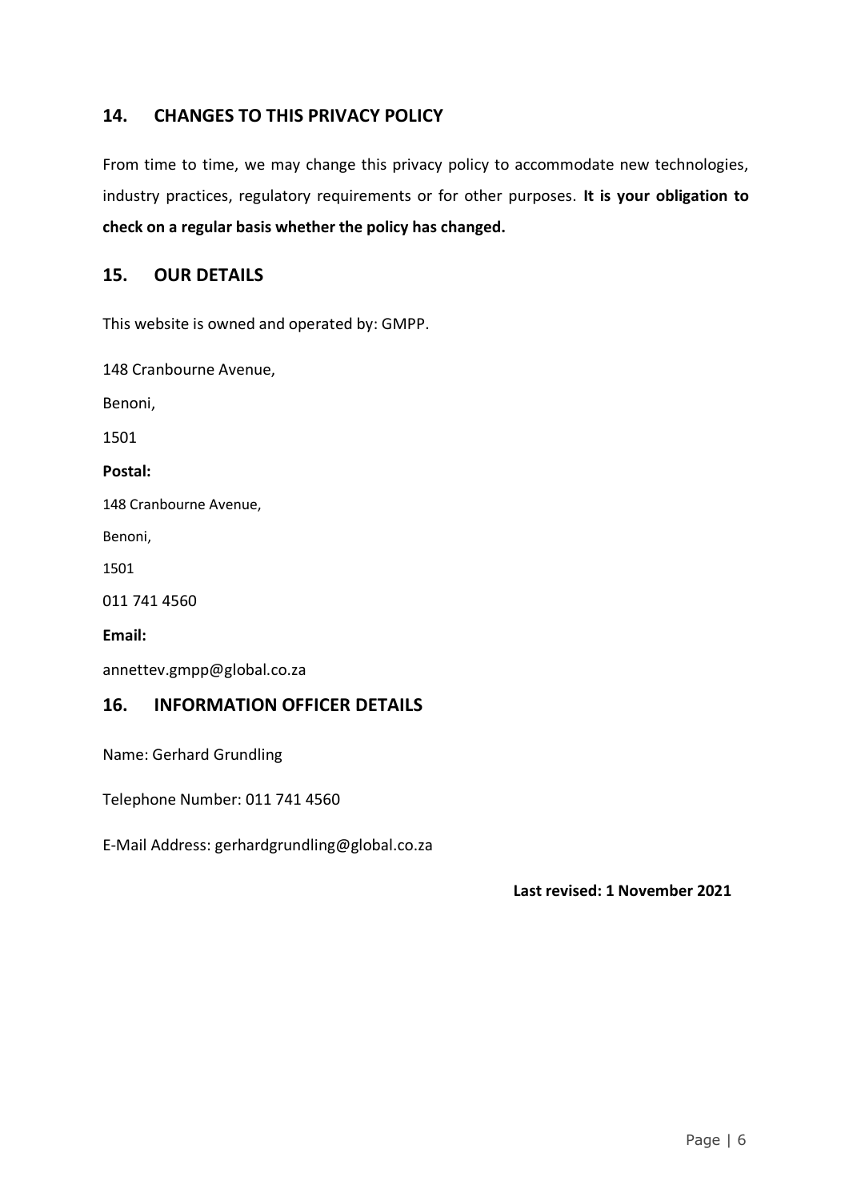## 14. CHANGES TO THIS PRIVACY POLICY

From time to time, we may change this privacy policy to accommodate new technologies, industry practices, regulatory requirements or for other purposes. **It is your obligation to check on a regular basis whether the policy has changed.**

## 15. OUR DETAILS

This website is owned and operated by: GMPP.

148 Cranbourne Avenue,

Benoni,

1501

**Postal:**

148 Cranbourne Avenue,

Benoni,

1501

011 741 4560

**Email:**

annettev.gmpp@global.co.za

## 16. INFORMATION OFFICER DETAILS

Name: Gerhard Grundling

Telephone Number: 011 741 4560

E-Mail Address: gerhardgrundling@global.co.za

**Last revised: 1 November 2021**